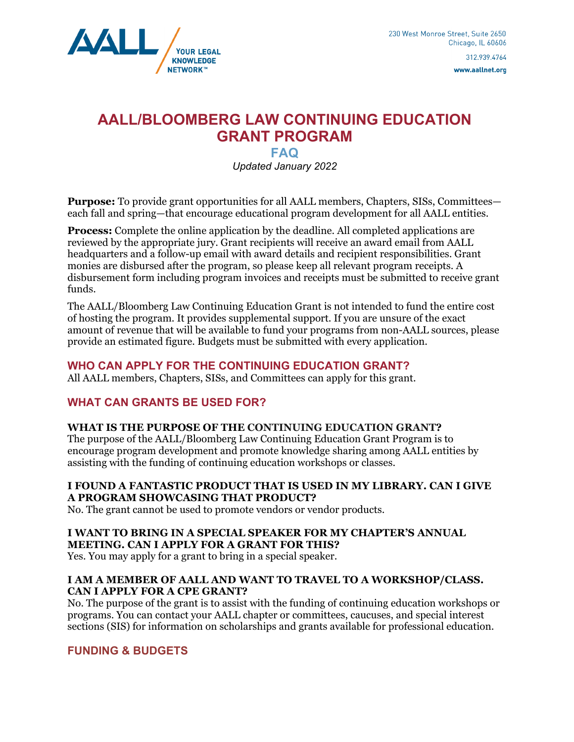AALL YOUR LEGAL KNOWLEDGE NETWORK™

230 West Monroe Street, Suite 2650
Chicago, IL 60606

312.939.4764

www.aallnet.org

# AALL/BLOOMBERG LAW CONTINUING EDUCATION GRANT PROGRAM

## FAQ

*Updated January 2022*

**Purpose:** To provide grant opportunities for all AALL members, Chapters, SISs, Committees—each fall and spring—that encourage educational program development for all AALL entities.

**Process:** Complete the online application by the deadline. All completed applications are reviewed by the appropriate jury. Grant recipients will receive an award email from AALL headquarters and a follow-up email with award details and recipient responsibilities. Grant monies are disbursed after the program, so please keep all relevant program receipts. A disbursement form including program invoices and receipts must be submitted to receive grant funds.

The AALL/Bloomberg Law Continuing Education Grant is not intended to fund the entire cost of hosting the program. It provides supplemental support. If you are unsure of the exact amount of revenue that will be available to fund your programs from non-AALL sources, please provide an estimated figure. Budgets must be submitted with every application.

### WHO CAN APPLY FOR THE CONTINUING EDUCATION GRANT?

All AALL members, Chapters, SISs, and Committees can apply for this grant.

### WHAT CAN GRANTS BE USED FOR?

**WHAT IS THE PURPOSE OF THE CONTINUING EDUCATION GRANT?**

The purpose of the AALL/Bloomberg Law Continuing Education Grant Program is to encourage program development and promote knowledge sharing among AALL entities by assisting with the funding of continuing education workshops or classes.

**I FOUND A FANTASTIC PRODUCT THAT IS USED IN MY LIBRARY. CAN I GIVE A PROGRAM SHOWCASING THAT PRODUCT?**

No. The grant cannot be used to promote vendors or vendor products.

**I WANT TO BRING IN A SPECIAL SPEAKER FOR MY CHAPTER'S ANNUAL MEETING. CAN I APPLY FOR A GRANT FOR THIS?**

Yes. You may apply for a grant to bring in a special speaker.

**I AM A MEMBER OF AALL AND WANT TO TRAVEL TO A WORKSHOP/CLASS. CAN I APPLY FOR A CPE GRANT?**

No. The purpose of the grant is to assist with the funding of continuing education workshops or programs. You can contact your AALL chapter or committees, caucuses, and special interest sections (SIS) for information on scholarships and grants available for professional education.

### FUNDING & BUDGETS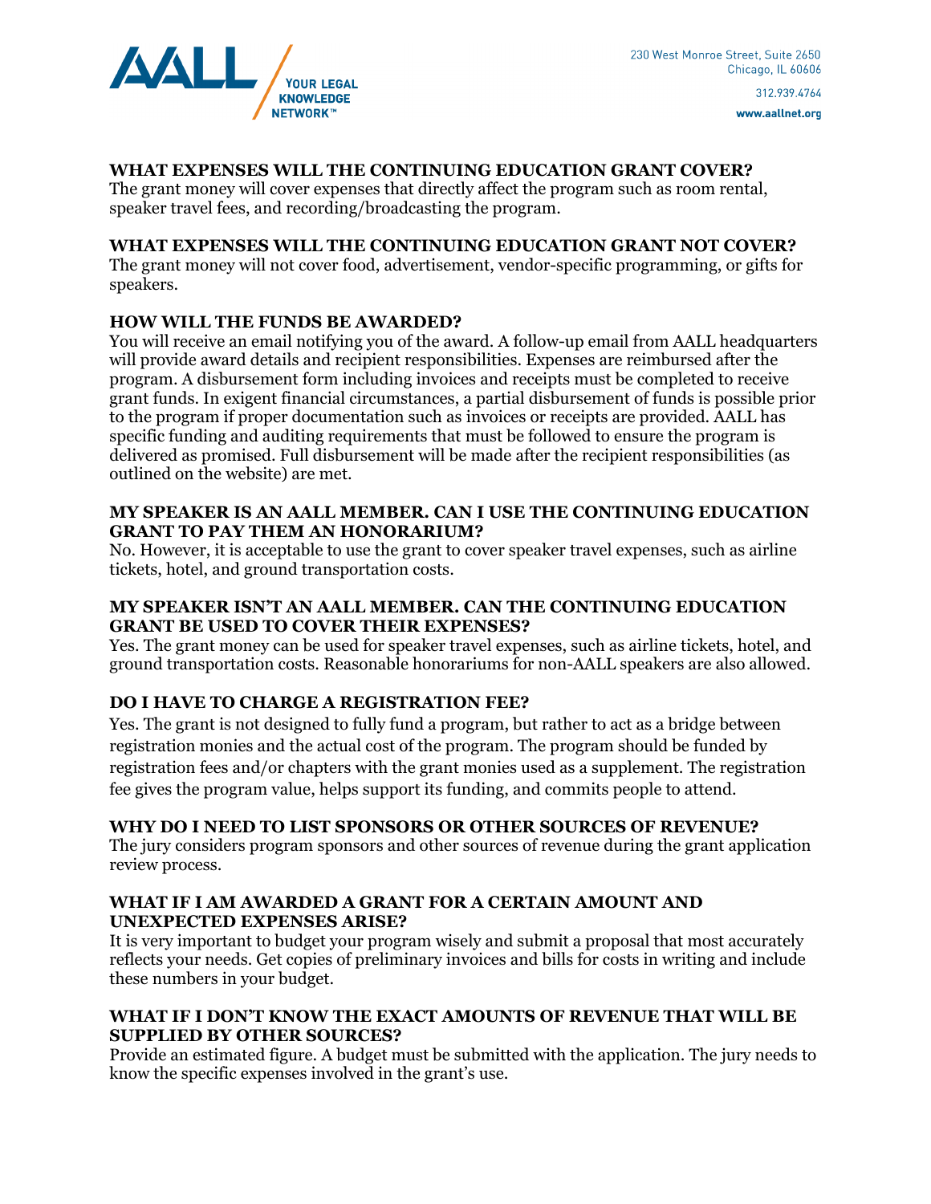## WHAT EXPENSES WILL THE CONTINUING EDUCATION GRANT COVER?

The grant money will cover expenses that directly affect the program such as room rental, speaker travel fees, and recording/broadcasting the program.

## WHAT EXPENSES WILL THE CONTINUING EDUCATION GRANT NOT COVER?

The grant money will not cover food, advertisement, vendor-specific programming, or gifts for speakers.

## HOW WILL THE FUNDS BE AWARDED?

You will receive an email notifying you of the award. A follow-up email from AALL headquarters will provide award details and recipient responsibilities. Expenses are reimbursed after the program. A disbursement form including invoices and receipts must be completed to receive grant funds. In exigent financial circumstances, a partial disbursement of funds is possible prior to the program if proper documentation such as invoices or receipts are provided. AALL has specific funding and auditing requirements that must be followed to ensure the program is delivered as promised. Full disbursement will be made after the recipient responsibilities (as outlined on the website) are met.

## MY SPEAKER IS AN AALL MEMBER. CAN I USE THE CONTINUING EDUCATION GRANT TO PAY THEM AN HONORARIUM?

No. However, it is acceptable to use the grant to cover speaker travel expenses, such as airline tickets, hotel, and ground transportation costs.

## MY SPEAKER ISN'T AN AALL MEMBER. CAN THE CONTINUING EDUCATION GRANT BE USED TO COVER THEIR EXPENSES?

Yes. The grant money can be used for speaker travel expenses, such as airline tickets, hotel, and ground transportation costs. Reasonable honorariums for non-AALL speakers are also allowed.

## DO I HAVE TO CHARGE A REGISTRATION FEE?

Yes. The grant is not designed to fully fund a program, but rather to act as a bridge between registration monies and the actual cost of the program. The program should be funded by registration fees and/or chapters with the grant monies used as a supplement. The registration fee gives the program value, helps support its funding, and commits people to attend.

## WHY DO I NEED TO LIST SPONSORS OR OTHER SOURCES OF REVENUE?

The jury considers program sponsors and other sources of revenue during the grant application review process.

## WHAT IF I AM AWARDED A GRANT FOR A CERTAIN AMOUNT AND UNEXPECTED EXPENSES ARISE?

It is very important to budget your program wisely and submit a proposal that most accurately reflects your needs. Get copies of preliminary invoices and bills for costs in writing and include these numbers in your budget.

## WHAT IF I DON'T KNOW THE EXACT AMOUNTS OF REVENUE THAT WILL BE SUPPLIED BY OTHER SOURCES?

Provide an estimated figure. A budget must be submitted with the application. The jury needs to know the specific expenses involved in the grant's use.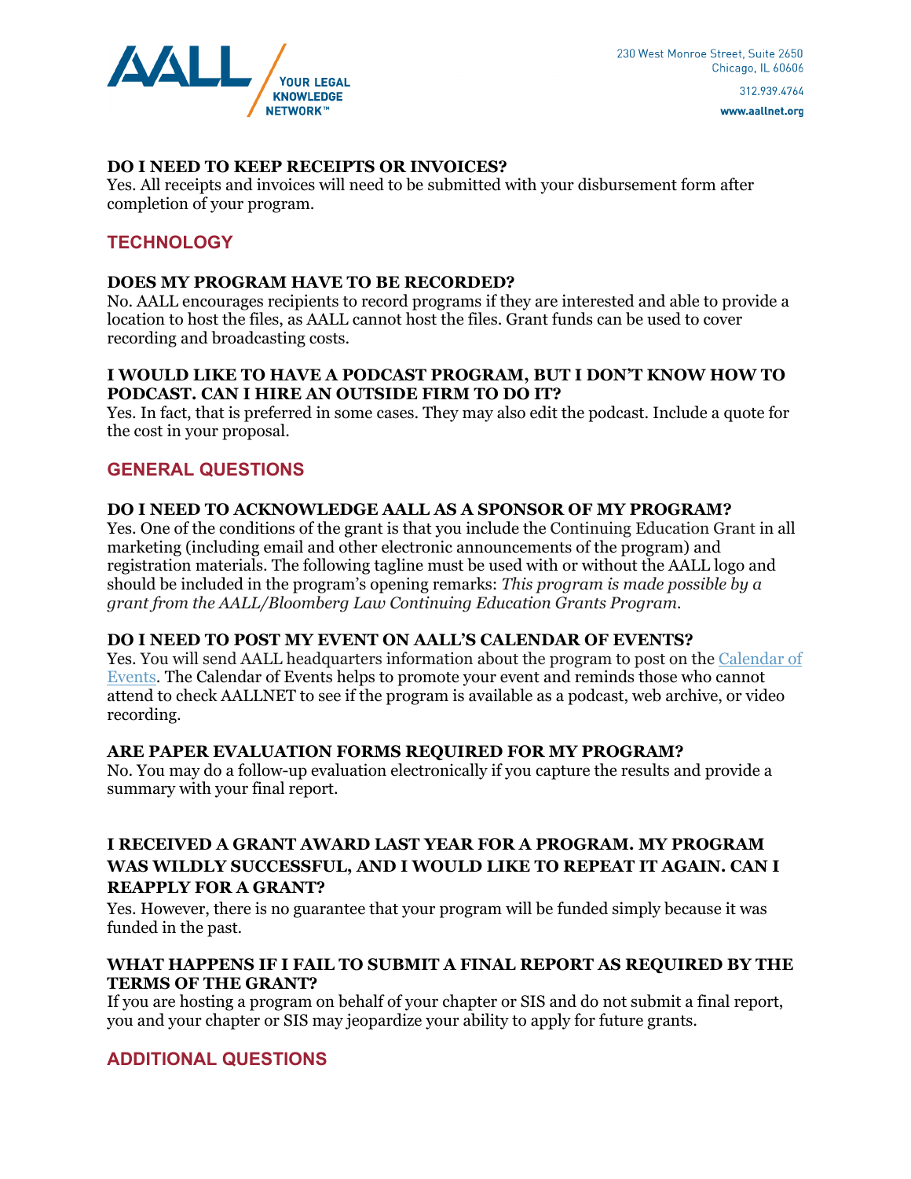### DO I NEED TO KEEP RECEIPTS OR INVOICES?

Yes. All receipts and invoices will need to be submitted with your disbursement form after completion of your program.

## TECHNOLOGY

### DOES MY PROGRAM HAVE TO BE RECORDED?

No. AALL encourages recipients to record programs if they are interested and able to provide a location to host the files, as AALL cannot host the files. Grant funds can be used to cover recording and broadcasting costs.

### I WOULD LIKE TO HAVE A PODCAST PROGRAM, BUT I DON'T KNOW HOW TO PODCAST. CAN I HIRE AN OUTSIDE FIRM TO DO IT?

Yes. In fact, that is preferred in some cases. They may also edit the podcast. Include a quote for the cost in your proposal.

## GENERAL QUESTIONS

### DO I NEED TO ACKNOWLEDGE AALL AS A SPONSOR OF MY PROGRAM?

Yes. One of the conditions of the grant is that you include the Continuing Education Grant in all marketing (including email and other electronic announcements of the program) and registration materials. The following tagline must be used with or without the AALL logo and should be included in the program's opening remarks: *This program is made possible by a grant from the AALL/Bloomberg Law Continuing Education Grants Program.*

### DO I NEED TO POST MY EVENT ON AALL'S CALENDAR OF EVENTS?

Yes. You will send AALL headquarters information about the program to post on the Calendar of Events. The Calendar of Events helps to promote your event and reminds those who cannot attend to check AALLNET to see if the program is available as a podcast, web archive, or video recording.

### ARE PAPER EVALUATION FORMS REQUIRED FOR MY PROGRAM?

No. You may do a follow-up evaluation electronically if you capture the results and provide a summary with your final report.

### I RECEIVED A GRANT AWARD LAST YEAR FOR A PROGRAM. MY PROGRAM WAS WILDLY SUCCESSFUL, AND I WOULD LIKE TO REPEAT IT AGAIN. CAN I REAPPLY FOR A GRANT?

Yes. However, there is no guarantee that your program will be funded simply because it was funded in the past.

### WHAT HAPPENS IF I FAIL TO SUBMIT A FINAL REPORT AS REQUIRED BY THE TERMS OF THE GRANT?

If you are hosting a program on behalf of your chapter or SIS and do not submit a final report, you and your chapter or SIS may jeopardize your ability to apply for future grants.

## ADDITIONAL QUESTIONS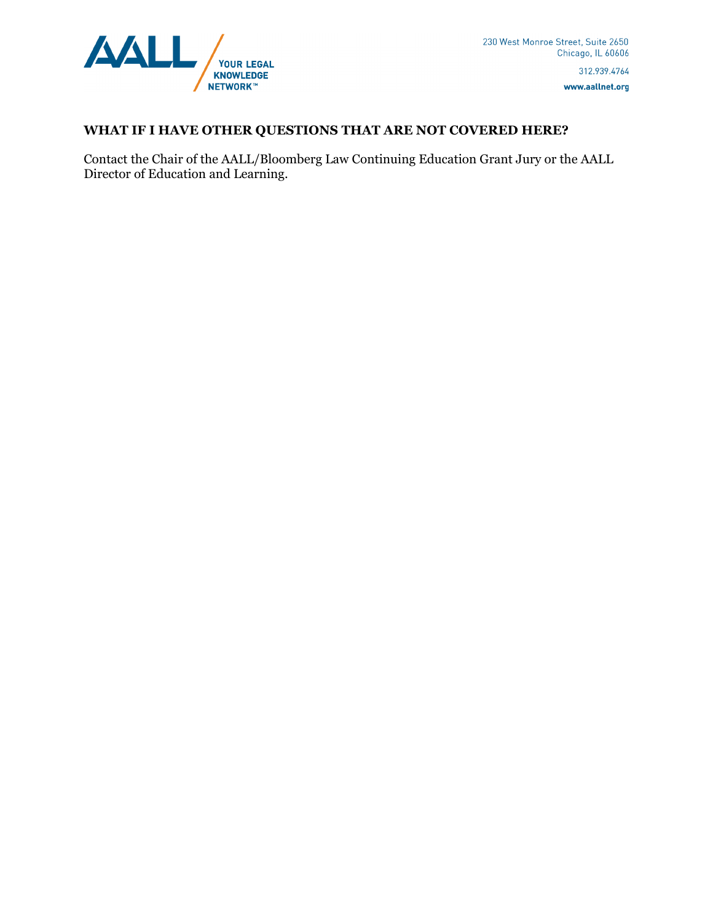## WHAT IF I HAVE OTHER QUESTIONS THAT ARE NOT COVERED HERE?

Contact the Chair of the AALL/Bloomberg Law Continuing Education Grant Jury or the AALL Director of Education and Learning.